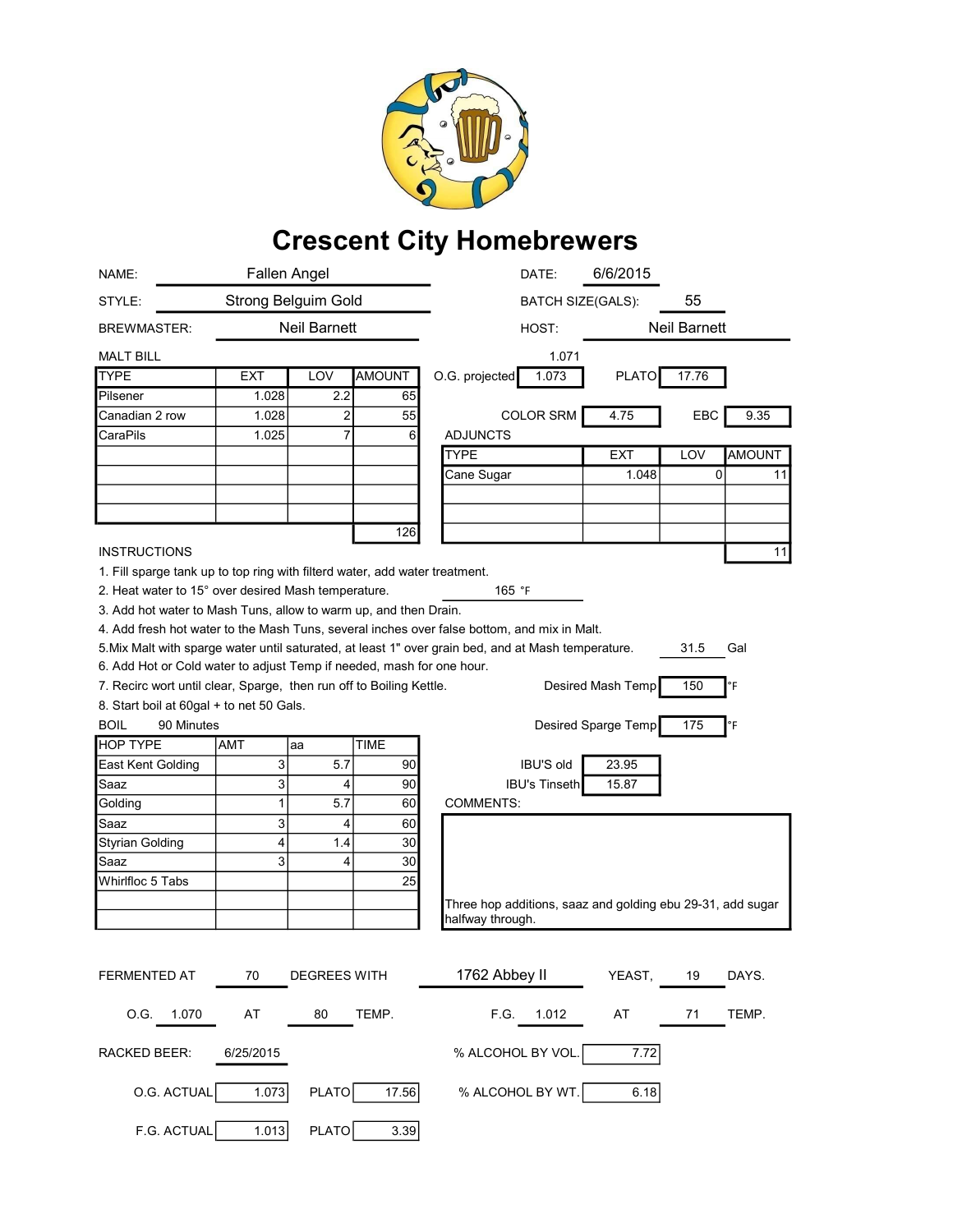# Crescent City Homebrewers

NAME: Fallen Angel

DATE: 6/6/2015

STYLE: Strong Belguim Gold

BATCH SIZE(GALS): 55

BREWMASTER: Neil Barnett

HOST: Neil Barnett

MALT BILL

| TYPE | EXT | LOV | AMOUNT |
|---|---|---|---|
| Pilsener | 1.028 | 2.2 | 65 |
| Canadian 2 row | 1.028 | 2 | 55 |
| CaraPils | 1.025 | 7 | 6 |
| | | | |
| | | | |
| | | | |
| | | | |
| | | | 126 |

1.071

O.G. projected: 1.073

PLATO: 17.76

COLOR SRM: 4.75

EBC: 9.35

ADJUNCTS

| TYPE | EXT | LOV | AMOUNT |
|---|---|---|---|
| Cane Sugar | 1.048 | 0 | 11 |
| | | | |
| | | | |
| | | | |
| | | | 11 |

INSTRUCTIONS

1. Fill sparge tank up to top ring with filterd water, add water treatment.
2. Heat water to 15° over desired Mash temperature. 165 °F
3. Add hot water to Mash Tuns, allow to warm up, and then Drain.
4. Add fresh hot water to the Mash Tuns, several inches over false bottom, and mix in Malt.
5. Mix Malt with sparge water until saturated, at least 1" over grain bed, and at Mash temperature. 31.5 Gal
6. Add Hot or Cold water to adjust Temp if needed, mash for one hour.
7. Recirc wort until clear, Sparge, then run off to Boiling Kettle.
8. Start boil at 60gal + to net 50 Gals.

Desired Mash Temp: 150 °F

Desired Sparge Temp: 175 °F

BOIL 90 Minutes

| HOP TYPE | AMT | aa | TIME |
|---|---|---|---|
| East Kent Golding | 3 | 5.7 | 90 |
| Saaz | 3 | 4 | 90 |
| Golding | 1 | 5.7 | 60 |
| Saaz | 3 | 4 | 60 |
| Styrian Golding | 4 | 1.4 | 30 |
| Saaz | 3 | 4 | 30 |
| Whirlfloc 5 Tabs | | | 25 |
| | | | |
| | | | |

IBU'S old: 23.95

IBU's Tinseth: 15.87

COMMENTS:

Three hop additions, saaz and golding ebu 29-31, add sugar halfway through.

FERMENTED AT 70 DEGREES WITH 1762 Abbey II YEAST, 19 DAYS.

O.G. 1.070 AT 80 TEMP.

F.G. 1.012 AT 71 TEMP.

RACKED BEER: 6/25/2015

% ALCOHOL BY VOL. 7.72

O.G. ACTUAL 1.073 PLATO 17.56

% ALCOHOL BY WT. 6.18

F.G. ACTUAL 1.013 PLATO 3.39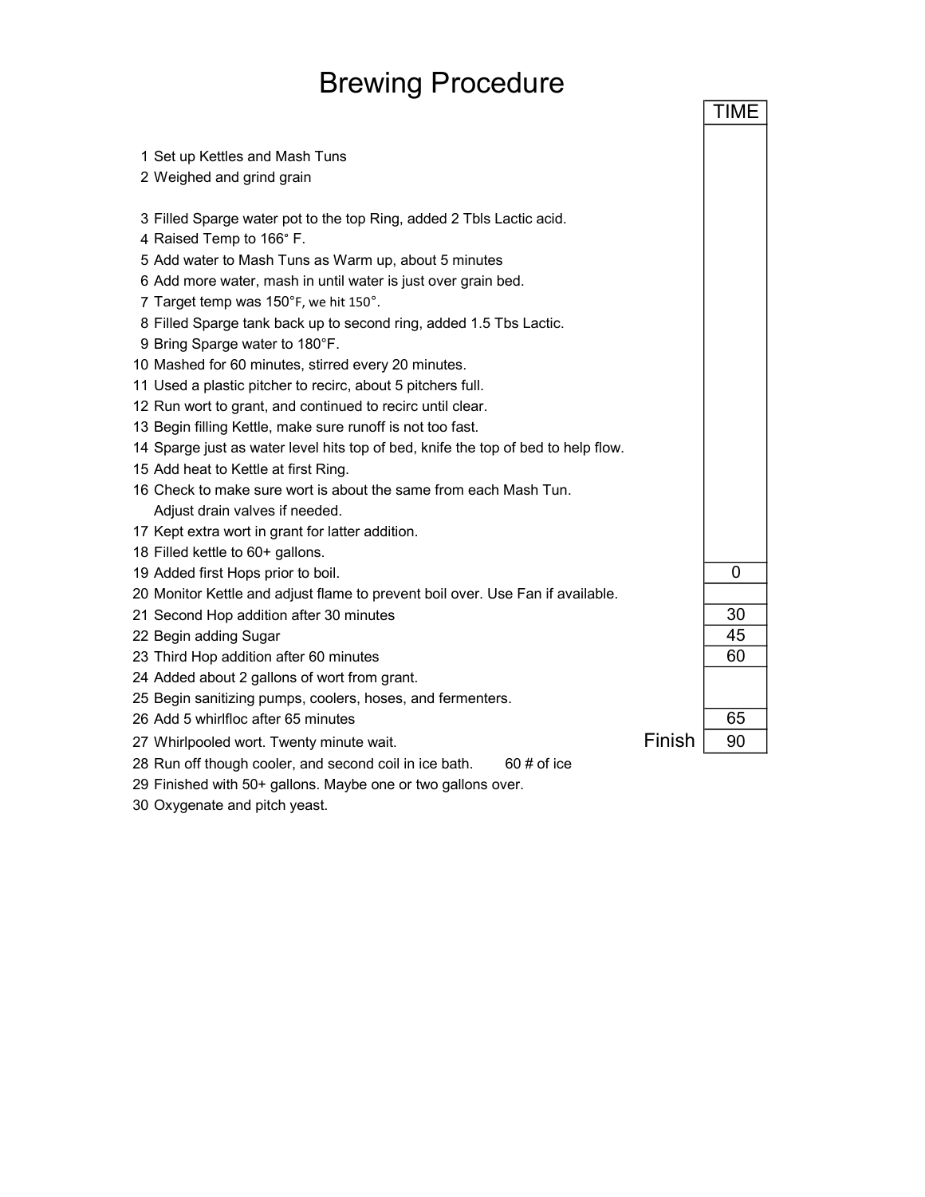# Brewing Procedure

| # | Step | | TIME |
|---|---|---|---|
| 1 | Set up Kettles and Mash Tuns | | |
| 2 | Weighed and grind grain | | |
| 3 | Filled Sparge water pot to the top Ring, added 2 Tbls Lactic acid. | | |
| 4 | Raised Temp to 166° F. | | |
| 5 | Add water to Mash Tuns as Warm up, about 5 minutes | | |
| 6 | Add more water, mash in until water is just over grain bed. | | |
| 7 | Target temp was 150°F, we hit 150°. | | |
| 8 | Filled Sparge tank back up to second ring, added 1.5 Tbs Lactic. | | |
| 9 | Bring Sparge water to 180°F. | | |
| 10 | Mashed for 60 minutes, stirred every 20 minutes. | | |
| 11 | Used a plastic pitcher to recirc, about 5 pitchers full. | | |
| 12 | Run wort to grant, and continued to recirc until clear. | | |
| 13 | Begin filling Kettle, make sure runoff is not too fast. | | |
| 14 | Sparge just as water level hits top of bed, knife the top of bed to help flow. | | |
| 15 | Add heat to Kettle at first Ring. | | |
| 16 | Check to make sure wort is about the same from each Mash Tun. Adjust drain valves if needed. | | |
| 17 | Kept extra wort in grant for latter addition. | | |
| 18 | Filled kettle to 60+ gallons. | | |
| 19 | Added first Hops prior to boil. | | 0 |
| 20 | Monitor Kettle and adjust flame to prevent boil over. Use Fan if available. | | |
| 21 | Second Hop addition after 30 minutes | | 30 |
| 22 | Begin adding Sugar | | 45 |
| 23 | Third Hop addition after 60 minutes | | 60 |
| 24 | Added about 2 gallons of wort from grant. | | |
| 25 | Begin sanitizing pumps, coolers, hoses, and fermenters. | | |
| 26 | Add 5 whirlfloc after 65 minutes | | 65 |
| 27 | Whirlpooled wort. Twenty minute wait. | Finish | 90 |
| 28 | Run off though cooler, and second coil in ice bath. 60 # of ice | | |
| 29 | Finished with 50+ gallons. Maybe one or two gallons over. | | |
| 30 | Oxygenate and pitch yeast. | | |